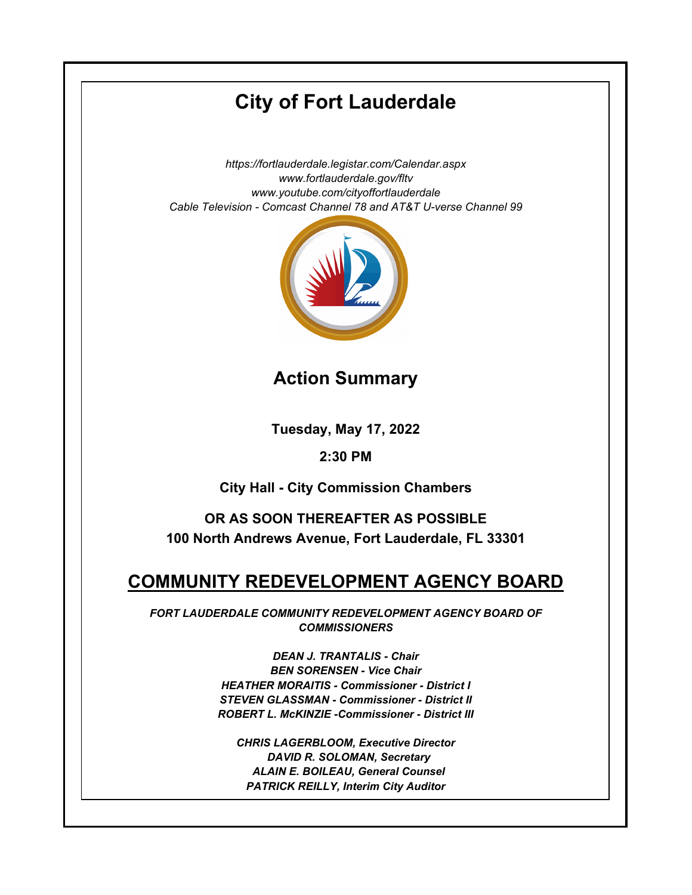# City of Fort Lauderdale

*https://fortlauderdale.legistar.com/Calendar.aspx*
*www.fortlauderdale.gov/fltv*
*www.youtube.com/cityoffortlauderdale*
*Cable Television - Comcast Channel 78 and AT&T U-verse Channel 99*

## Action Summary

**Tuesday, May 17, 2022**

**2:30 PM**

**City Hall - City Commission Chambers**

**OR AS SOON THEREAFTER AS POSSIBLE**
**100 North Andrews Avenue, Fort Lauderdale, FL 33301**

## COMMUNITY REDEVELOPMENT AGENCY BOARD

***FORT LAUDERDALE COMMUNITY REDEVELOPMENT AGENCY BOARD OF COMMISSIONERS***

***DEAN J. TRANTALIS - Chair***
***BEN SORENSEN - Vice Chair***
***HEATHER MORAITIS - Commissioner - District I***
***STEVEN GLASSMAN - Commissioner - District II***
***ROBERT L. McKINZIE -Commissioner - District III***

***CHRIS LAGERBLOOM, Executive Director***
***DAVID R. SOLOMAN, Secretary***
***ALAIN E. BOILEAU, General Counsel***
***PATRICK REILLY, Interim City Auditor***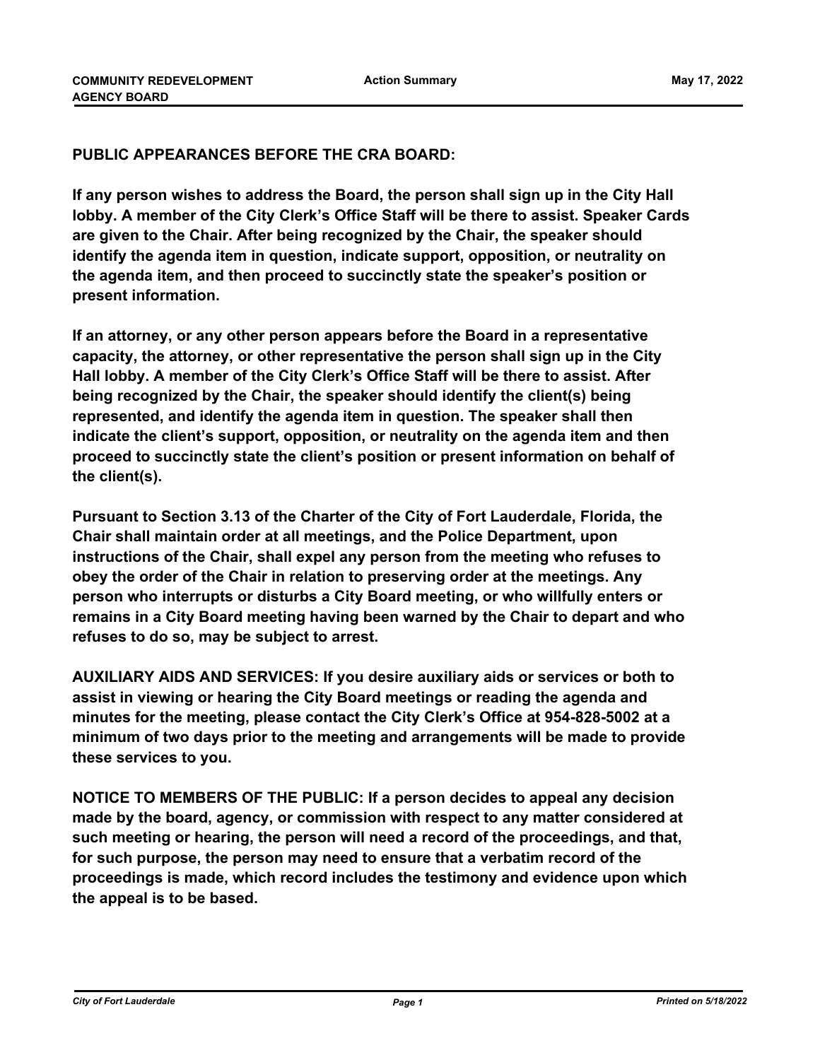**PUBLIC APPEARANCES BEFORE THE CRA BOARD:**

**If any person wishes to address the Board, the person shall sign up in the City Hall lobby. A member of the City Clerk's Office Staff will be there to assist. Speaker Cards are given to the Chair. After being recognized by the Chair, the speaker should identify the agenda item in question, indicate support, opposition, or neutrality on the agenda item, and then proceed to succinctly state the speaker's position or present information.**

**If an attorney, or any other person appears before the Board in a representative capacity, the attorney, or other representative the person shall sign up in the City Hall lobby. A member of the City Clerk's Office Staff will be there to assist. After being recognized by the Chair, the speaker should identify the client(s) being represented, and identify the agenda item in question. The speaker shall then indicate the client's support, opposition, or neutrality on the agenda item and then proceed to succinctly state the client's position or present information on behalf of the client(s).**

**Pursuant to Section 3.13 of the Charter of the City of Fort Lauderdale, Florida, the Chair shall maintain order at all meetings, and the Police Department, upon instructions of the Chair, shall expel any person from the meeting who refuses to obey the order of the Chair in relation to preserving order at the meetings. Any person who interrupts or disturbs a City Board meeting, or who willfully enters or remains in a City Board meeting having been warned by the Chair to depart and who refuses to do so, may be subject to arrest.**

**AUXILIARY AIDS AND SERVICES: If you desire auxiliary aids or services or both to assist in viewing or hearing the City Board meetings or reading the agenda and minutes for the meeting, please contact the City Clerk's Office at 954-828-5002 at a minimum of two days prior to the meeting and arrangements will be made to provide these services to you.**

**NOTICE TO MEMBERS OF THE PUBLIC: If a person decides to appeal any decision made by the board, agency, or commission with respect to any matter considered at such meeting or hearing, the person will need a record of the proceedings, and that, for such purpose, the person may need to ensure that a verbatim record of the proceedings is made, which record includes the testimony and evidence upon which the appeal is to be based.**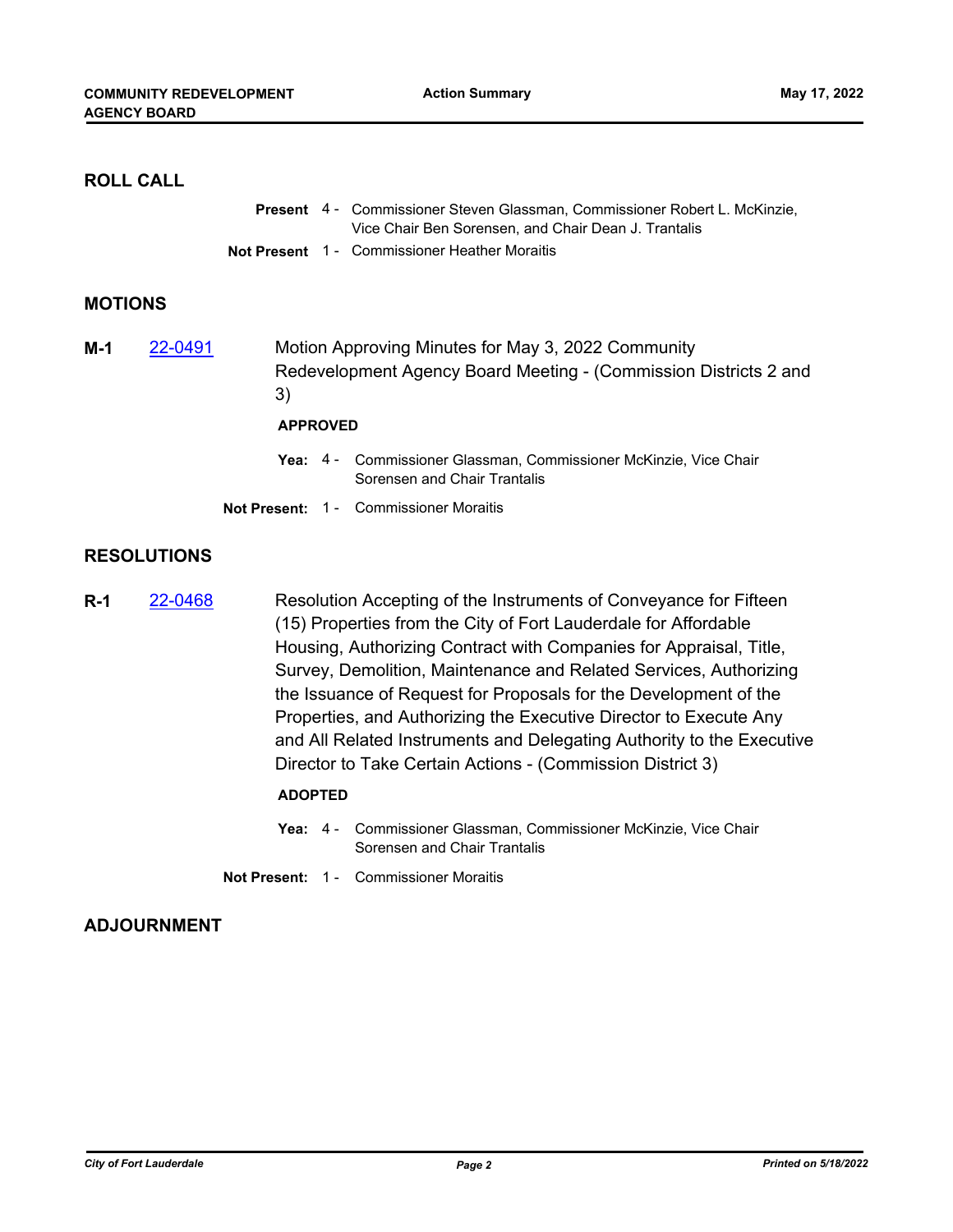## ROLL CALL

**Present** 4 - Commissioner Steven Glassman, Commissioner Robert L. McKinzie, Vice Chair Ben Sorensen, and Chair Dean J. Trantalis

**Not Present** 1 - Commissioner Heather Moraitis

## MOTIONS

**M-1** 22-0491 Motion Approving Minutes for May 3, 2022 Community Redevelopment Agency Board Meeting - (Commission Districts 2 and 3)

**APPROVED**

**Yea:** 4 - Commissioner Glassman, Commissioner McKinzie, Vice Chair Sorensen and Chair Trantalis

**Not Present:** 1 - Commissioner Moraitis

## RESOLUTIONS

**R-1** 22-0468 Resolution Accepting of the Instruments of Conveyance for Fifteen (15) Properties from the City of Fort Lauderdale for Affordable Housing, Authorizing Contract with Companies for Appraisal, Title, Survey, Demolition, Maintenance and Related Services, Authorizing the Issuance of Request for Proposals for the Development of the Properties, and Authorizing the Executive Director to Execute Any and All Related Instruments and Delegating Authority to the Executive Director to Take Certain Actions - (Commission District 3)

**ADOPTED**

**Yea:** 4 - Commissioner Glassman, Commissioner McKinzie, Vice Chair Sorensen and Chair Trantalis

**Not Present:** 1 - Commissioner Moraitis

## ADJOURNMENT